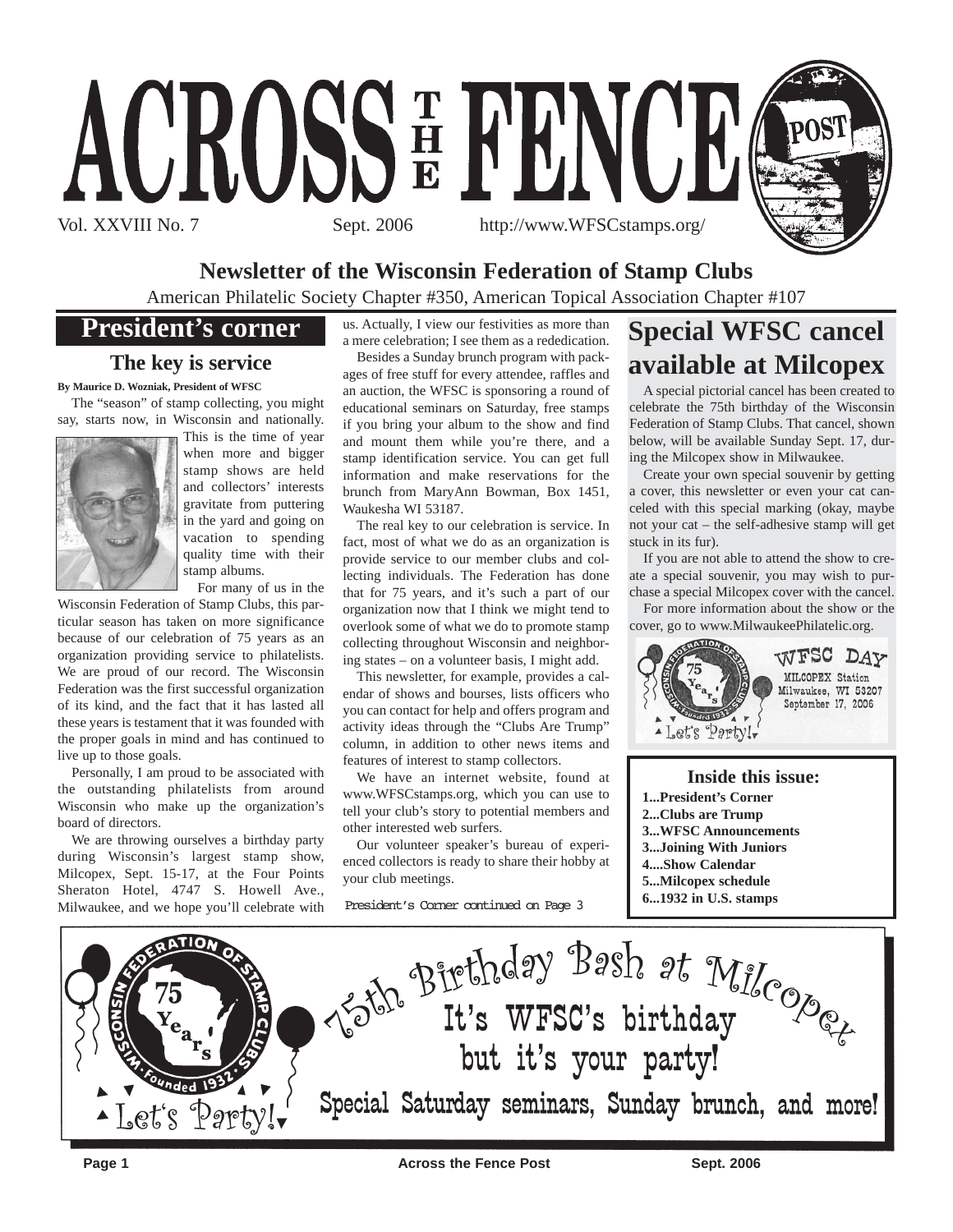# ACROSS THE FENCE POST

Vol. XXVIII No. 7 Sept. 2006 http://www.WFSCstamps.org/

**Newsletter of the Wisconsin Federation of Stamp Clubs**

American Philatelic Society Chapter #350, American Topical Association Chapter #107

## President's corner

### The key is service

**By Maurice D. Wozniak, President of WFSC**

The "season" of stamp collecting, you might say, starts now, in Wisconsin and nationally. This is the time of year when more and bigger stamp shows are held and collectors' interests gravitate from puttering in the yard and going on vacation to spending quality time with their stamp albums.

For many of us in the Wisconsin Federation of Stamp Clubs, this particular season has taken on more significance because of our celebration of 75 years as an organization providing service to philatelists. We are proud of our record. The Wisconsin Federation was the first successful organization of its kind, and the fact that it has lasted all these years is testament that it was founded with the proper goals in mind and has continued to live up to those goals.

Personally, I am proud to be associated with the outstanding philatelists from around Wisconsin who make up the organization's board of directors.

We are throwing ourselves a birthday party during Wisconsin's largest stamp show, Milcopex, Sept. 15-17, at the Four Points Sheraton Hotel, 4747 S. Howell Ave., Milwaukee, and we hope you'll celebrate with us. Actually, I view our festivities as more than a mere celebration; I see them as a rededication.

Besides a Sunday brunch program with packages of free stuff for every attendee, raffles and an auction, the WFSC is sponsoring a round of educational seminars on Saturday, free stamps if you bring your album to the show and find and mount them while you're there, and a stamp identification service. You can get full information and make reservations for the brunch from MaryAnn Bowman, Box 1451, Waukesha WI 53187.

The real key to our celebration is service. In fact, most of what we do as an organization is provide service to our member clubs and collecting individuals. The Federation has done that for 75 years, and it's such a part of our organization now that I think we might tend to overlook some of what we do to promote stamp collecting throughout Wisconsin and neighboring states – on a volunteer basis, I might add.

This newsletter, for example, provides a calendar of shows and bourses, lists officers who you can contact for help and offers program and activity ideas through the "Clubs Are Trump" column, in addition to other news items and features of interest to stamp collectors.

We have an internet website, found at www.WFSCstamps.org, which you can use to tell your club's story to potential members and other interested web surfers.

Our volunteer speaker's bureau of experienced collectors is ready to share their hobby at your club meetings.

*President's Corner continued on Page 3*

## Special WFSC cancel available at Milcopex

A special pictorial cancel has been created to celebrate the 75th birthday of the Wisconsin Federation of Stamp Clubs. That cancel, shown below, will be available Sunday Sept. 17, during the Milcopex show in Milwaukee.

Create your own special souvenir by getting a cover, this newsletter or even your cat canceled with this special marking (okay, maybe not your cat – the self-adhesive stamp will get stuck in its fur).

If you are not able to attend the show to create a special souvenir, you may wish to purchase a special Milcopex cover with the cancel.

For more information about the show or the cover, go to www.MilwaukeePhilatelic.org.

WISCONSIN FEDERATION OF STAMP CLUBS · 75 Years · Founded 1932 · Let's Party!
WFSC DAY
MILCOPEX Station
Milwaukee, WI 53207
September 17, 2006

**Inside this issue:**

- **1...President's Corner**
- **2...Clubs are Trump**
- **3...WFSC Announcements**
- **3...Joining With Juniors**
- **4....Show Calendar**
- **5...Milcopex schedule**
- **6...1932 in U.S. stamps**

WISCONSIN FEDERATION OF STAMP CLUBS · 75 Years · Founded 1932 · Let's Party!

**75th Birthday Bash at Milcopex**

**It's WFSC's birthday but it's your party!**

**Special Saturday seminars, Sunday brunch, and more!**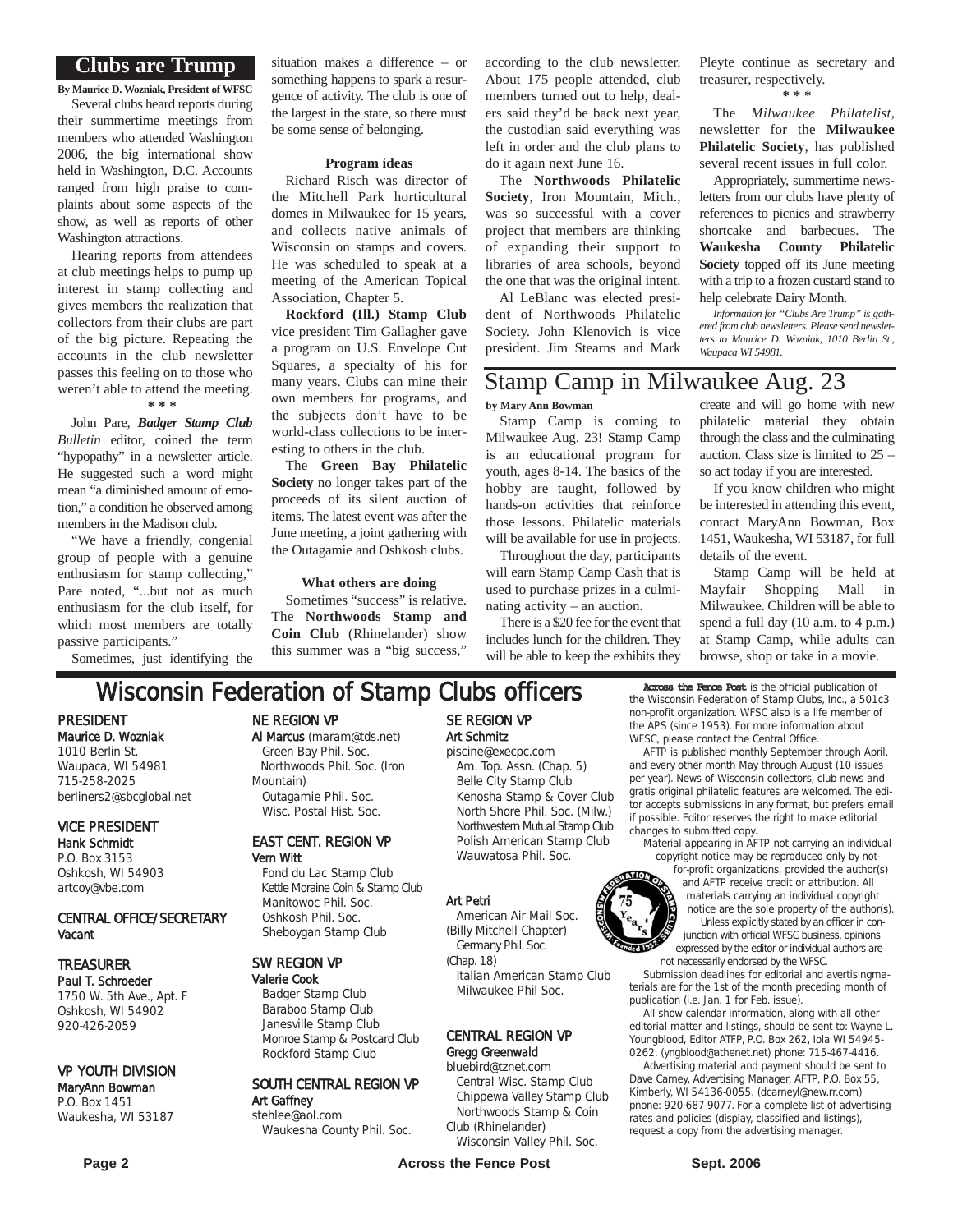## Clubs are Trump

**By Maurice D. Wozniak, President of WFSC**

Several clubs heard reports during their summertime meetings from members who attended Washington 2006, the big international show held in Washington, D.C. Accounts ranged from high praise to complaints about some aspects of the show, as well as reports of other Washington attractions.

Hearing reports from attendees at club meetings helps to pump up interest in stamp collecting and gives members the realization that collectors from their clubs are part of the big picture. Repeating the accounts in the club newsletter passes this feeling on to those who weren't able to attend the meeting.

\* \* \*

John Pare, ***Badger Stamp Club*** *Bulletin* editor, coined the term "hypopathy" in a newsletter article. He suggested such a word might mean "a diminished amount of emotion," a condition he observed among members in the Madison club.

"We have a friendly, congenial group of people with a genuine enthusiasm for stamp collecting," Pare noted, "...but not as much enthusiasm for the club itself, for which most members are totally passive participants."

Sometimes, just identifying the situation makes a difference – or something happens to spark a resurgence of activity. The club is one of the largest in the state, so there must be some sense of belonging.

#### Program ideas

Richard Risch was director of the Mitchell Park horticultural domes in Milwaukee for 15 years, and collects native animals of Wisconsin on stamps and covers. He was scheduled to speak at a meeting of the American Topical Association, Chapter 5.

**Rockford (Ill.) Stamp Club** vice president Tim Gallagher gave a program on U.S. Envelope Cut Squares, a specialty of his for many years. Clubs can mine their own members for programs, and the subjects don't have to be world-class collections to be interesting to others in the club.

The **Green Bay Philatelic Society** no longer takes part of the proceeds of its silent auction of items. The latest event was after the June meeting, a joint gathering with the Outagamie and Oshkosh clubs.

#### What others are doing

Sometimes "success" is relative. The **Northwoods Stamp and Coin Club** (Rhinelander) show this summer was a "big success," according to the club newsletter. About 175 people attended, club members turned out to help, dealers said they'd be back next year, the custodian said everything was left in order and the club plans to do it again next June 16.

The **Northwoods Philatelic Society**, Iron Mountain, Mich., was so successful with a cover project that members are thinking of expanding their support to libraries of area schools, beyond the one that was the original intent.

Al LeBlanc was elected president of Northwoods Philatelic Society. John Klenovich is vice president. Jim Stearns and Mark Pleyte continue as secretary and treasurer, respectively.

\* \* \*

The *Milwaukee Philatelist*, newsletter for the **Milwaukee Philatelic Society**, has published several recent issues in full color.

Appropriately, summertime newsletters from our clubs have plenty of references to picnics and strawberry shortcake and barbecues. The **Waukesha County Philatelic Society** topped off its June meeting with a trip to a frozen custard stand to help celebrate Dairy Month.

*Information for "Clubs Are Trump" is gathered from club newsletters. Please send newsletters to Maurice D. Wozniak, 1010 Berlin St., Waupaca WI 54981.*

## Stamp Camp in Milwaukee Aug. 23

**by Mary Ann Bowman**

Stamp Camp is coming to Milwaukee Aug. 23! Stamp Camp is an educational program for youth, ages 8-14. The basics of the hobby are taught, followed by hands-on activities that reinforce those lessons. Philatelic materials will be available for use in projects.

Throughout the day, participants will earn Stamp Camp Cash that is used to purchase prizes in a culminating activity – an auction.

There is a $20 fee for the event that includes lunch for the children. They will be able to keep the exhibits they create and will go home with new philatelic material they obtain through the class and the culminating auction. Class size is limited to 25 – so act today if you are interested.

If you know children who might be interested in attending this event, contact MaryAnn Bowman, Box 1451, Waukesha, WI 53187, for full details of the event.

Stamp Camp will be held at Mayfair Shopping Mall in Milwaukee. Children will be able to spend a full day (10 a.m. to 4 p.m.) at Stamp Camp, while adults can browse, shop or take in a movie.

## Wisconsin Federation of Stamp Clubs officers

**PRESIDENT**
Maurice D. Wozniak
1010 Berlin St.
Waupaca, WI 54981
715-258-2025
berliners2@sbcglobal.net

**VICE PRESIDENT**
Hank Schmidt
P.O. Box 3153
Oshkosh, WI 54903
artcoy@vbe.com

**CENTRAL OFFICE/SECRETARY**
Vacant

**TREASURER**
Paul T. Schroeder
1750 W. 5th Ave., Apt. F
Oshkosh, WI 54902
920-426-2059

**VP YOUTH DIVISION**
MaryAnn Bowman
P.O. Box 1451
Waukesha, WI 53187

**NE REGION VP**
Al Marcus (maram@tds.net)
Green Bay Phil. Soc.
Northwoods Phil. Soc. (Iron Mountain)
Outagamie Phil. Soc.
Wisc. Postal Hist. Soc.

**EAST CENT. REGION VP**
Vern Witt
Fond du Lac Stamp Club
Kettle Moraine Coin & Stamp Club
Manitowoc Phil. Soc.
Oshkosh Phil. Soc.
Sheboygan Stamp Club

**SW REGION VP**
Valerie Cook
Badger Stamp Club
Baraboo Stamp Club
Janesville Stamp Club
Monroe Stamp & Postcard Club
Rockford Stamp Club

**SOUTH CENTRAL REGION VP**
Art Gaffney
stehlee@aol.com
Waukesha County Phil. Soc.

**SE REGION VP**
Art Schmitz
piscine@execpc.com
Am. Top. Assn. (Chap. 5)
Belle City Stamp Club
Kenosha Stamp & Cover Club
North Shore Phil. Soc. (Milw.)
Northwestern Mutual Stamp Club
Polish American Stamp Club
Wauwatosa Phil. Soc.

Art Petri
American Air Mail Soc. (Billy Mitchell Chapter)
Germany Phil. Soc. (Chap. 18)
Italian American Stamp Club
Milwaukee Phil Soc.

**CENTRAL REGION VP**
Gregg Greenwald
bluebird@tznet.com
Central Wisc. Stamp Club
Chippewa Valley Stamp Club
Northwoods Stamp & Coin Club (Rhinelander)
Wisconsin Valley Phil. Soc.

**Across the Fence Post** is the official publication of the Wisconsin Federation of Stamp Clubs, Inc., a 501c3 non-profit organization. WFSC also is a life member of the APS (since 1953). For more information about WFSC, please contact the Central Office.

AFTP is published monthly September through April, and every other month May through August (10 issues per year). News of Wisconsin collectors, club news and gratis original philatelic features are welcomed. The editor accepts submissions in any format, but prefers email if possible. Editor reserves the right to make editorial changes to submitted copy.

Material appearing in AFTP not carrying an individual copyright notice may be reproduced only by not-for-profit organizations, provided the author(s) and AFTP receive credit or attribution. All materials carrying an individual copyright notice are the sole property of the author(s).

Unless explicitly stated by an officer in conjunction with official WFSC business, opinions expressed by the editor or individual authors are not necessarily endorsed by the WFSC.

Submission deadlines for editorial and avertisingmaterials are for the 1st of the month preceding month of publication (i.e. Jan. 1 for Feb. issue).

All show calendar information, along with all other editorial matter and listings, should be sent to: Wayne L. Youngblood, Editor ATFP, P.O. Box 262, Iola WI 54945-0262. (yngblood@athenet.net) phone: 715-467-4416.

Advertising material and payment should be sent to Dave Carney, Advertising Manager, AFTP, P.O. Box 55, Kimberly, WI 54136-0055. (dcarneyl@new.rr.com) pnone: 920-687-9077. For a complete list of advertising rates and policies (display, classified and listings), request a copy from the advertising manager.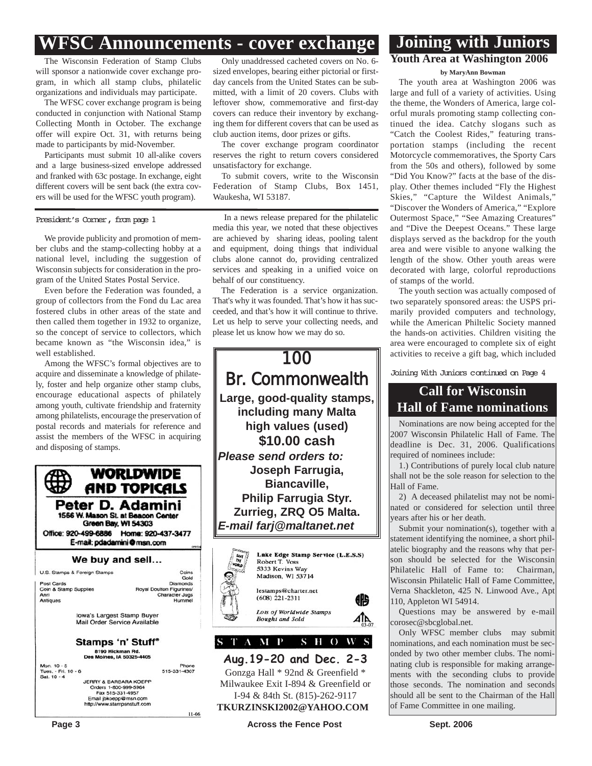# WFSC Announcements - cover exchange

The Wisconsin Federation of Stamp Clubs will sponsor a nationwide cover exchange program, in which all stamp clubs, philatelic organizations and individuals may participate.

The WFSC cover exchange program is being conducted in conjunction with National Stamp Collecting Month in October. The exchange offer will expire Oct. 31, with returns being made to participants by mid-November.

Participants must submit 10 all-alike covers and a large business-sized envelope addressed and franked with 63c postage. In exchange, eight different covers will be sent back (the extra covers will be used for the WFSC youth program).

Only unaddressed cacheted covers on No. 6-sized envelopes, bearing either pictorial or first-day cancels from the United States can be submitted, with a limit of 20 covers. Clubs with leftover show, commemorative and first-day covers can reduce their inventory by exchanging them for different covers that can be used as club auction items, door prizes or gifts.

The cover exchange program coordinator reserves the right to return covers considered unsatisfactory for exchange.

To submit covers, write to the Wisconsin Federation of Stamp Clubs, Box 1451, Waukesha, WI 53187.

*President's Corner, from page 1*

We provide publicity and promotion of member clubs and the stamp-collecting hobby at a national level, including the suggestion of Wisconsin subjects for consideration in the program of the United States Postal Service.

Even before the Federation was founded, a group of collectors from the Fond du Lac area fostered clubs in other areas of the state and then called them together in 1932 to organize, so the concept of service to collectors, which became known as "the Wisconsin idea," is well established.

Among the WFSC's formal objectives are to acquire and disseminate a knowledge of philately, foster and help organize other stamp clubs, encourage educational aspects of philately among youth, cultivate friendship and fraternity among philatelists, encourage the preservation of postal records and materials for reference and assist the members of the WFSC in acquiring and disposing of stamps.

In a news release prepared for the philatelic media this year, we noted that these objectives are achieved by sharing ideas, pooling talent and equipment, doing things that individual clubs alone cannot do, providing centralized services and speaking in a unified voice on behalf of our constituency.

The Federation is a service organization. That's why it was founded. That's how it has succeeded, and that's how it will continue to thrive. Let us help to serve your collecting needs, and please let us know how we may do so.

**WORLDWIDE AND TOPICALS**

**Peter D. Adamini**
1566 W. Mason St. at Beacon Center
Green Bay, WI 54303
Office: 920-499-6886 Home: 920-437-3477
E-mail: pdadamini@msn.com

**We buy and sell...**

U.S. Stamps & Foreign Stamps — Coins, Gold
Post Cards — Diamonds
Coin & Stamp Supplies — Royal Doulton Figurines/Character Jugs
Anri — Hummel
Antiques

Iowa's Largest Stamp Buyer
Mail Order Service Available

**Stamps 'n' Stuff®**
8190 Hickman Rd.
Des Moines, IA 50325-4405

Mon. 10 - 5
Tues. - Fri. 10 - 6
Sat. 10 - 4
Phone 515-331-4307

JERRY & BARBARA KOEPP
Orders 1-800-999-5964
Fax 515-331-4957
Email jbkoepp@msn.com
http://www.stampsnstuff.com

11-06

**100 Br. Commonwealth**

**Large, good-quality stamps, including many Malta high values (used)**
**$10.00 cash**

***Please send orders to:***
**Joseph Farrugia,**
**Biancaville,**
**Philip Farrugia Styr.**
**Zurrieg, ZRQ O5 Malta.**
***E-mail farj@maltanet.net***

**Lake Edge Stamp Service (L.E.S.S)**
Robert T. Voss
5333 Kevins Way
Madison, WI 53714

lestamps@charter.net
(608) 221-2311

*Lots of Worldwide Stamps Bought and Sold*

03-07

**STAMP SHOWS**

**Aug.19-20 and Dec. 2-3**
Gonzga Hall * 92nd & Greenfield * Milwaukee Exit I-894 & Greenfield or I-94 & 84th St. (815)-262-9117
**TKURZINSKI2002@YAHOO.COM**

# Joining with Juniors

## Youth Area at Washington 2006

**by MaryAnn Bowman**

The youth area at Washington 2006 was large and full of a variety of activities. Using the theme, the Wonders of America, large colorful murals promoting stamp collecting continued the idea. Catchy slogans such as "Catch the Coolest Rides," featuring transportation stamps (including the recent Motorcycle commemoratives, the Sporty Cars from the 50s and others), followed by some "Did You Know?" facts at the base of the display. Other themes included "Fly the Highest Skies," "Capture the Wildest Animals," "Discover the Wonders of America," "Explore Outermost Space," "See Amazing Creatures" and "Dive the Deepest Oceans." These large displays served as the backdrop for the youth area and were visible to anyone walking the length of the show. Other youth areas were decorated with large, colorful reproductions of stamps of the world.

The youth section was actually composed of two separately sponsored areas: the USPS primarily provided computers and technology, while the American Philtelic Society manned the hands-on activities. Children visiting the area were encouraged to complete six of eight activities to receive a gift bag, which included

*Joining With Juniors continued on Page 4*

## Call for Wisconsin Hall of Fame nominations

Nominations are now being accepted for the 2007 Wisconsin Philatelic Hall of Fame. The deadline is Dec. 31, 2006. Qualifications required of nominees include:

1.) Contributions of purely local club nature shall not be the sole reason for selection to the Hall of Fame.

2) A deceased philatelist may not be nominated or considered for selection until three years after his or her death.

Submit your nomination(s), together with a statement identifying the nominee, a short philatelic biography and the reasons why that person should be selected for the Wisconsin Philatelic Hall of Fame to: Chairman, Wisconsin Philatelic Hall of Fame Committee, Verna Shackleton, 425 N. Linwood Ave., Apt 110, Appleton WI 54914.

Questions may be answered by e-mail corosec@sbcglobal.net.

Only WFSC member clubs may submit nominations, and each nomination must be seconded by two other member clubs. The nominating club is responsible for making arrangements with the seconding clubs to provide those seconds. The nomination and seconds should all be sent to the Chairman of the Hall of Fame Committee in one mailing.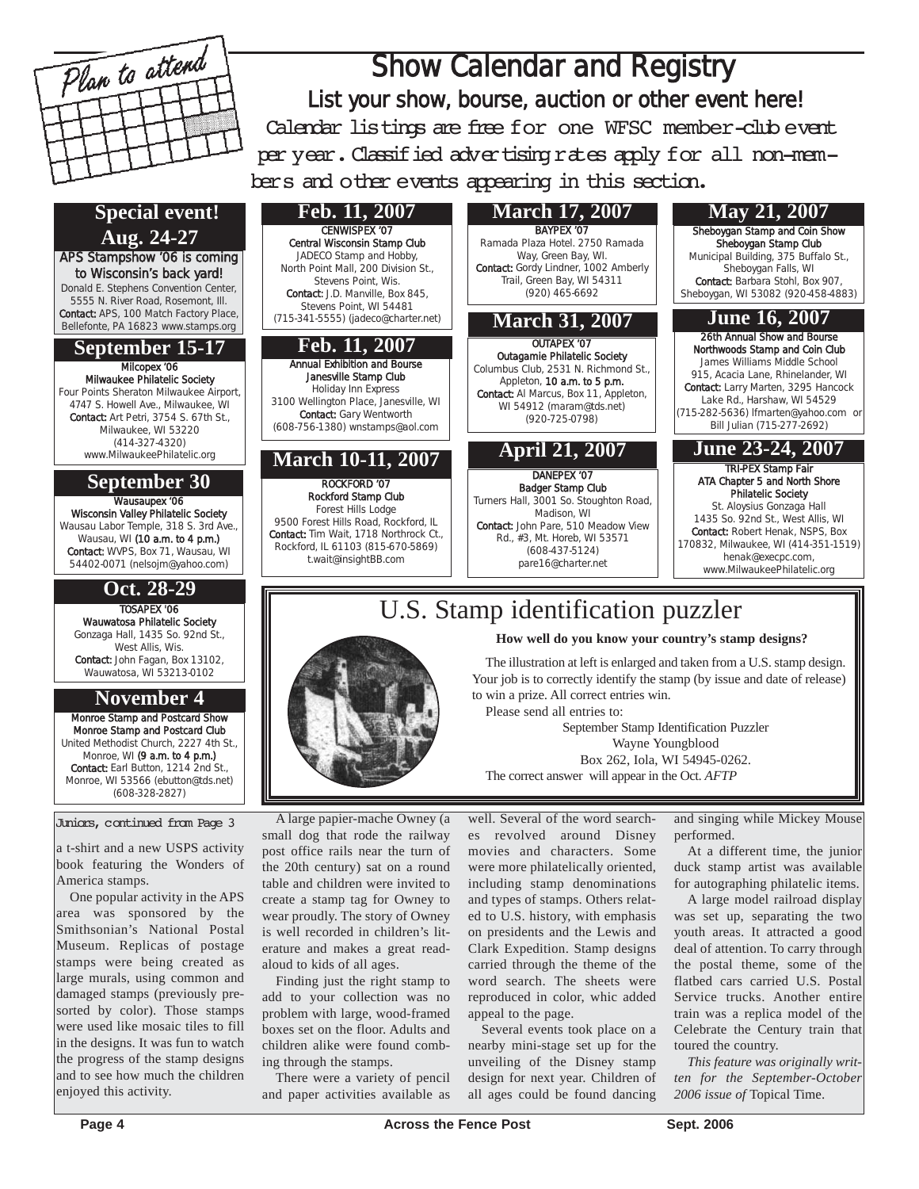# Show Calendar and Registry

## List your show, bourse, auction or other event here!

Calendar listings are free for one WFSC member-club event per year. Classified advertising rates apply for all non-members and other events appearing in this section.

### Special event! Aug. 24-27

**APS Stampshow '06 is coming to Wisconsin's back yard!**
Donald E. Stephens Convention Center, 5555 N. River Road, Rosemont, Ill.
**Contact:** APS, 100 Match Factory Place, Bellefonte, PA 16823 www.stamps.org

### September 15-17

**Milcopex '06**
**Milwaukee Philatelic Society**
Four Points Sheraton Milwaukee Airport, 4747 S. Howell Ave., Milwaukee, WI
**Contact:** Art Petri, 3754 S. 67th St., Milwaukee, WI 53220 (414-327-4320)
www.MilwaukeePhilatelic.org

### September 30

**Wausaupex '06**
**Wisconsin Valley Philatelic Society**
Wausau Labor Temple, 318 S. 3rd Ave., Wausau, WI **(10 a.m. to 4 p.m.)**
**Contact:** WVPS, Box 71, Wausau, WI 54402-0071 (nelsojm@yahoo.com)

### Oct. 28-29

**TOSAPEX '06**
**Wauwatosa Philatelic Society**
Gonzaga Hall, 1435 So. 92nd St., West Allis, Wis.
**Contact:** John Fagan, Box 13102, Wauwatosa, WI 53213-0102

### November 4

**Monroe Stamp and Postcard Show**
**Monroe Stamp and Postcard Club**
United Methodist Church, 2227 4th St., Monroe, WI **(9 a.m. to 4 p.m.)**
**Contact:** Earl Button, 1214 2nd St., Monroe, WI 53566 (ebutton@tds.net) (608-328-2827)

### Feb. 11, 2007

**CENWISPEX '07**
**Central Wisconsin Stamp Club**
JADECO Stamp and Hobby, North Point Mall, 200 Division St., Stevens Point, Wis.
**Contact:** J.D. Manville, Box 845, Stevens Point, WI 54481 (715-341-5555) (jadeco@charter.net)

### Feb. 11, 2007

**Annual Exhibition and Bourse**
**Janesville Stamp Club**
Holiday Inn Express
3100 Wellington Place, Janesville, WI
**Contact:** Gary Wentworth (608-756-1380) wnstamps@aol.com

### March 10-11, 2007

**ROCKFORD '07**
**Rockford Stamp Club**
Forest Hills Lodge
9500 Forest Hills Road, Rockford, IL
**Contact:** Tim Wait, 1718 Northrock Ct., Rockford, IL 61103 (815-670-5869) t.wait@insightBB.com

### March 17, 2007

**BAYPEX '07**
Ramada Plaza Hotel. 2750 Ramada Way, Green Bay, WI.
**Contact:** Gordy Lindner, 1002 Amberly Trail, Green Bay, WI 54311 (920) 465-6692

### March 31, 2007

**OUTAPEX '07**
**Outagamie Philatelic Society**
Columbus Club, 2531 N. Richmond St., Appleton, **10 a.m. to 5 p.m.**
**Contact:** Al Marcus, Box 11, Appleton, WI 54912 (maram@tds.net) (920-725-0798)

### April 21, 2007

**DANEPEX '07**
**Badger Stamp Club**
Turners Hall, 3001 So. Stoughton Road, Madison, WI
**Contact:** John Pare, 510 Meadow View Rd., #3, Mt. Horeb, WI 53571 (608-437-5124) pare16@charter.net

### May 21, 2007

**Sheboygan Stamp and Coin Show**
**Sheboygan Stamp Club**
Municipal Building, 375 Buffalo St., Sheboygan Falls, WI
**Contact:** Barbara Stohl, Box 907, Sheboygan, WI 53082 (920-458-4883)

### June 16, 2007

**26th Annual Show and Bourse**
**Northwoods Stamp and Coin Club**
James Williams Middle School
915, Acacia Lane, Rhinelander, WI
**Contact:** Larry Marten, 3295 Hancock Lake Rd., Harshaw, WI 54529 (715-282-5636) lfmarten@yahoo.com or Bill Julian (715-277-2692)

### June 23-24, 2007

**TRI-PEX Stamp Fair**
**ATA Chapter 5 and North Shore Philatelic Society**
St. Aloysius Gonzaga Hall
1435 So. 92nd St., West Allis, WI
**Contact:** Robert Henak, NSPS, Box 170832, Milwaukee, WI (414-351-1519) henak@execpc.com, www.MilwaukeePhilatelic.org

# U.S. Stamp identification puzzler

**How well do you know your country's stamp designs?**

The illustration at left is enlarged and taken from a U.S. stamp design. Your job is to correctly identify the stamp (by issue and date of release) to win a prize. All correct entries win.

Please send all entries to:

September Stamp Identification Puzzler
Wayne Youngblood
Box 262, Iola, WI 54945-0262.

The correct answer will appear in the Oct. *AFTP*

---

*Juniors, continued from Page 3*

a t-shirt and a new USPS activity book featuring the Wonders of America stamps.

One popular activity in the APS area was sponsored by the Smithsonian's National Postal Museum. Replicas of postage stamps were being created as large murals, using common and damaged stamps (previously presorted by color). Those stamps were used like mosaic tiles to fill in the designs. It was fun to watch the progress of the stamp designs and to see how much the children enjoyed this activity.

A large papier-mache Owney (a small dog that rode the railway post office rails near the turn of the 20th century) sat on a round table and children were invited to create a stamp tag for Owney to wear proudly. The story of Owney is well recorded in children's literature and makes a great read-aloud to kids of all ages.

Finding just the right stamp to add to your collection was no problem with large, wood-framed boxes set on the floor. Adults and children alike were found combing through the stamps.

There were a variety of pencil and paper activities available as well. Several of the word searches revolved around Disney movies and characters. Some were more philatelically oriented, including stamp denominations and types of stamps. Others related to U.S. history, with emphasis on presidents and the Lewis and Clark Expedition. Stamp designs carried through the theme of the word search. The sheets were reproduced in color, whic added appeal to the page.

Several events took place on a nearby mini-stage set up for the unveiling of the Disney stamp design for next year. Children of all ages could be found dancing and singing while Mickey Mouse performed.

At a different time, the junior duck stamp artist was available for autographing philatelic items.

A large model railroad display was set up, separating the two youth areas. It attracted a good deal of attention. To carry through the postal theme, some of the flatbed cars carried U.S. Postal Service trucks. Another entire train was a replica model of the Celebrate the Century train that toured the country.

*This feature was originally written for the September-October 2006 issue of* Topical Time.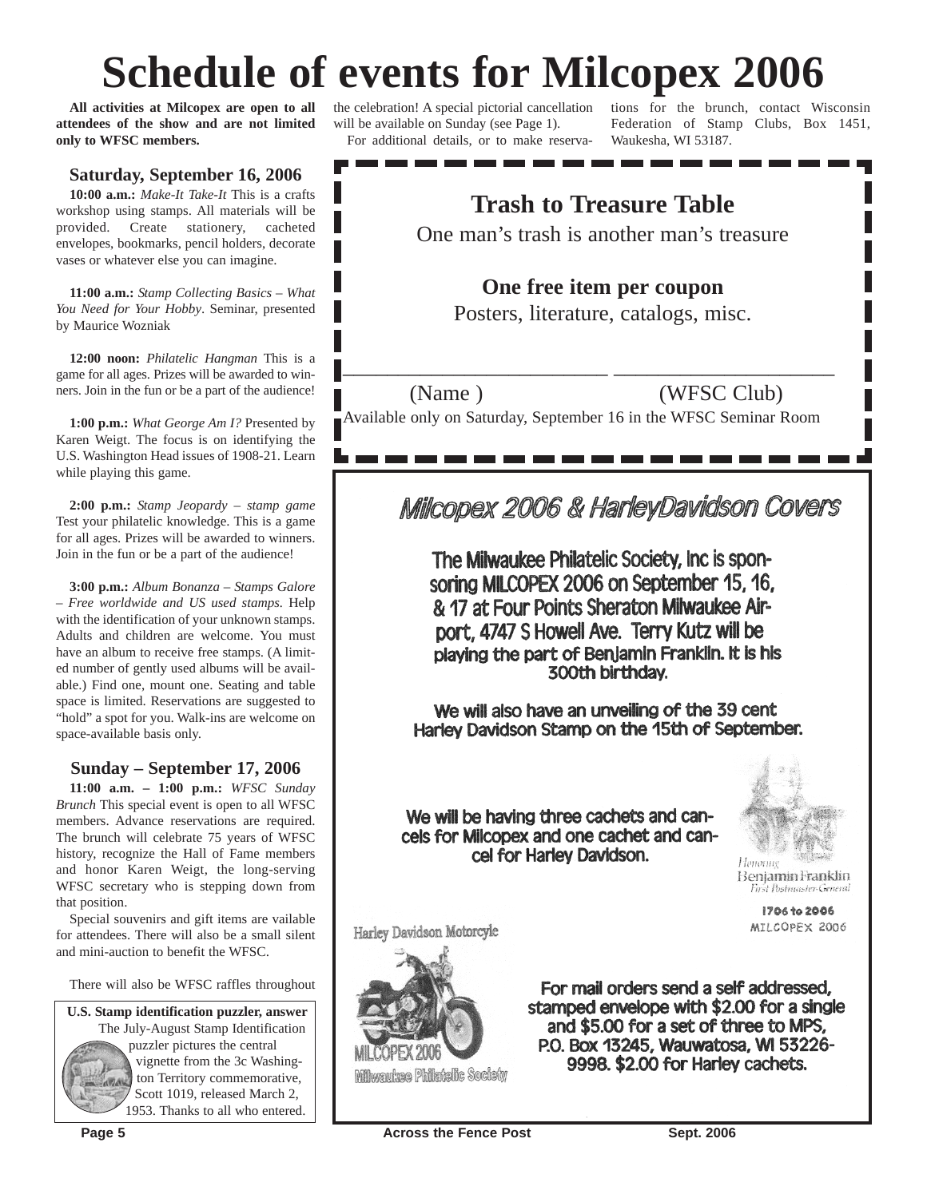# Schedule of events for Milcopex 2006

**All activities at Milcopex are open to all attendees of the show and are not limited only to WFSC members.**

### Saturday, September 16, 2006

**10:00 a.m.:** *Make-It Take-It* This is a crafts workshop using stamps. All materials will be provided. Create stationery, cacheted envelopes, bookmarks, pencil holders, decorate vases or whatever else you can imagine.

**11:00 a.m.:** *Stamp Collecting Basics – What You Need for Your Hobby*. Seminar, presented by Maurice Wozniak

**12:00 noon:** *Philatelic Hangman* This is a game for all ages. Prizes will be awarded to winners. Join in the fun or be a part of the audience!

**1:00 p.m.:** *What George Am I?* Presented by Karen Weigt. The focus is on identifying the U.S. Washington Head issues of 1908-21. Learn while playing this game.

**2:00 p.m.:** *Stamp Jeopardy – stamp game* Test your philatelic knowledge. This is a game for all ages. Prizes will be awarded to winners. Join in the fun or be a part of the audience!

**3:00 p.m.:** *Album Bonanza – Stamps Galore – Free worldwide and US used stamps.* Help with the identification of your unknown stamps. Adults and children are welcome. You must have an album to receive free stamps. (A limited number of gently used albums will be available.) Find one, mount one. Seating and table space is limited. Reservations are suggested to "hold" a spot for you. Walk-ins are welcome on space-available basis only.

### Sunday – September 17, 2006

**11:00 a.m. – 1:00 p.m.:** *WFSC Sunday Brunch* This special event is open to all WFSC members. Advance reservations are required. The brunch will celebrate 75 years of WFSC history, recognize the Hall of Fame members and honor Karen Weigt, the long-serving WFSC secretary who is stepping down from that position.

Special souvenirs and gift items are vailable for attendees. There will also be a small silent and mini-auction to benefit the WFSC.

There will also be WFSC raffles throughout the celebration! A special pictorial cancellation will be available on Sunday (see Page 1).

For additional details, or to make reservations for the brunch, contact Wisconsin Federation of Stamp Clubs, Box 1451, Waukesha, WI 53187.

**U.S. Stamp identification puzzler, answer**

The July-August Stamp Identification puzzler pictures the central vignette from the 3c Washington Territory commemorative, Scott 1019, released March 2, 1953. Thanks to all who entered.

---

## Trash to Treasure Table

One man's trash is another man's treasure

**One free item per coupon**

Posters, literature, catalogs, misc.

\_\_\_\_\_\_\_\_\_\_\_\_\_\_\_\_\_\_\_\_ \_\_\_\_\_\_\_\_\_\_\_\_\_\_\_\_\_\_\_\_

(Name ) (WFSC Club)

Available only on Saturday, September 16 in the WFSC Seminar Room

---

## *Milcopex 2006 & HarleyDavidson Covers*

**The Milwaukee Philatelic Society, Inc is sponsoring MILCOPEX 2006 on September 15, 16, & 17 at Four Points Sheraton Milwaukee Airport, 4747 S Howell Ave. Terry Kutz will be playing the part of Benjamin Franklin. It is his 300th birthday.**

**We will also have an unveiling of the 39 cent Harley Davidson Stamp on the 15th of September.**

**We will be having three cachets and cancels for Milcopex and one cachet and cancel for Harley Davidson.**

Honoring Benjamin Franklin First Postmaster-General

1706 to 2006 MILCOPEX 2006

Harley Davidson Motorcyle

MILCOPEX 2006 Milwaukee Philatelic Society

**For mail orders send a self addressed, stamped envelope with \$2.00 for a single and \$5.00 for a set of three to MPS, P.O. Box 13245, Wauwatosa, WI 53226-9998. \$2.00 for Harley cachets.**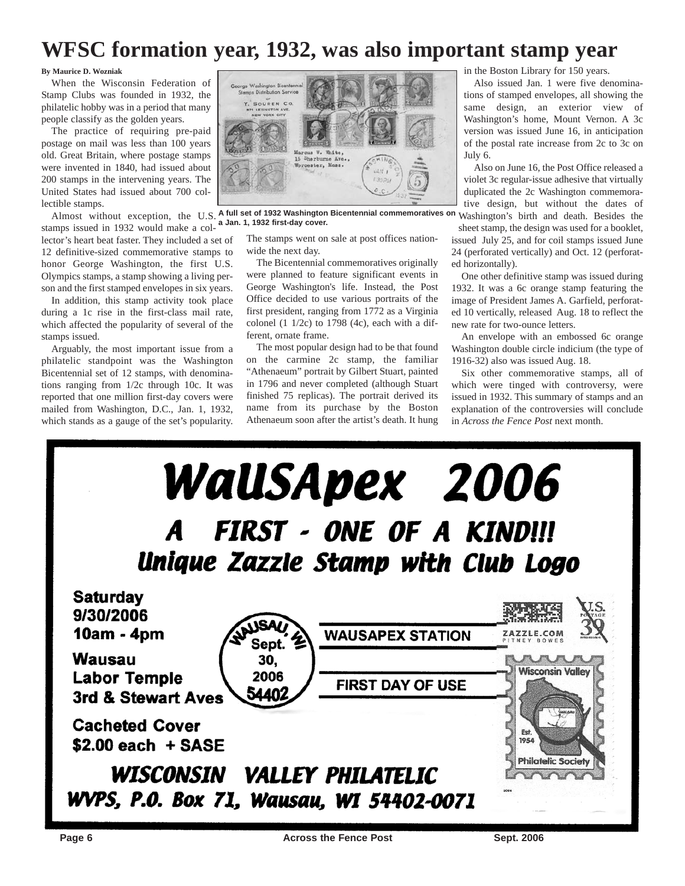# WFSC formation year, 1932, was also important stamp year

**By Maurice D. Wozniak**

When the Wisconsin Federation of Stamp Clubs was founded in 1932, the philatelic hobby was in a period that many people classify as the golden years.

The practice of requiring pre-paid postage on mail was less than 100 years old. Great Britain, where postage stamps were invented in 1840, had issued about 200 stamps in the intervening years. The United States had issued about 700 collectible stamps.

Almost without exception, the U.S. stamps issued in 1932 would make a collector's heart beat faster. They included a set of 12 definitive-sized commemorative stamps to honor George Washington, the first U.S. Olympics stamps, a stamp showing a living person and the first stamped envelopes in six years.

In addition, this stamp activity took place during a 1c rise in the first-class mail rate, which affected the popularity of several of the stamps issued.

Arguably, the most important issue from a philatelic standpoint was the Washington Bicentennial set of 12 stamps, with denominations ranging from 1/2c through 10c. It was reported that one million first-day covers were mailed from Washington, D.C., Jan. 1, 1932, which stands as a gauge of the set's popularity.

A full set of 1932 Washington Bicentennial commemoratives on a Jan. 1, 1932 first-day cover.

The stamps went on sale at post offices nationwide the next day.

The Bicentennial commemoratives originally were planned to feature significant events in George Washington's life. Instead, the Post Office decided to use various portraits of the first president, ranging from 1772 as a Virginia colonel (1 1/2c) to 1798 (4c), each with a different, ornate frame.

The most popular design had to be that found on the carmine 2c stamp, the familiar "Athenaeum" portrait by Gilbert Stuart, painted in 1796 and never completed (although Stuart finished 75 replicas). The portrait derived its name from its purchase by the Boston Athenaeum soon after the artist's death. It hung in the Boston Library for 150 years.

Also issued Jan. 1 were five denominations of stamped envelopes, all showing the same design, an exterior view of Washington's home, Mount Vernon. A 3c version was issued June 16, in anticipation of the postal rate increase from 2c to 3c on July 6.

Also on June 16, the Post Office released a violet 3c regular-issue adhesive that virtually duplicated the 2c Washington commemorative design, but without the dates of Washington's birth and death. Besides the sheet stamp, the design was used for a booklet, issued July 25, and for coil stamps issued June 24 (perforated vertically) and Oct. 12 (perforated horizontally).

One other definitive stamp was issued during 1932. It was a 6c orange stamp featuring the image of President James A. Garfield, perforated 10 vertically, released Aug. 18 to reflect the new rate for two-ounce letters.

An envelope with an embossed 6c orange Washington double circle indicium (the type of 1916-32) also was issued Aug. 18.

Six other commemorative stamps, all of which were tinged with controversy, were issued in 1932. This summary of stamps and an explanation of the controversies will conclude in *Across the Fence Post* next month.

---

# WaUSApex 2006

## A FIRST - ONE OF A KIND!!!

### Unique Zazzle Stamp with Club Logo

**Saturday**
**9/30/2006**
**10am - 4pm**

**Wausau**
**Labor Temple**
**3rd & Stewart Aves**

**Cacheted Cover**
**$2.00 each + SASE**

WAUSAU, WI Sept. 30, 2006 54402

WAUSAPEX STATION

FIRST DAY OF USE

U.S. POSTAGE 39 ZAZZLE.COM PITNEY BOWES

Wisconsin Valley Est. 1954 Philatelic Society

**WISCONSIN VALLEY PHILATELIC**

**WVPS, P.O. Box 71, Wausau, WI 54402-0071**